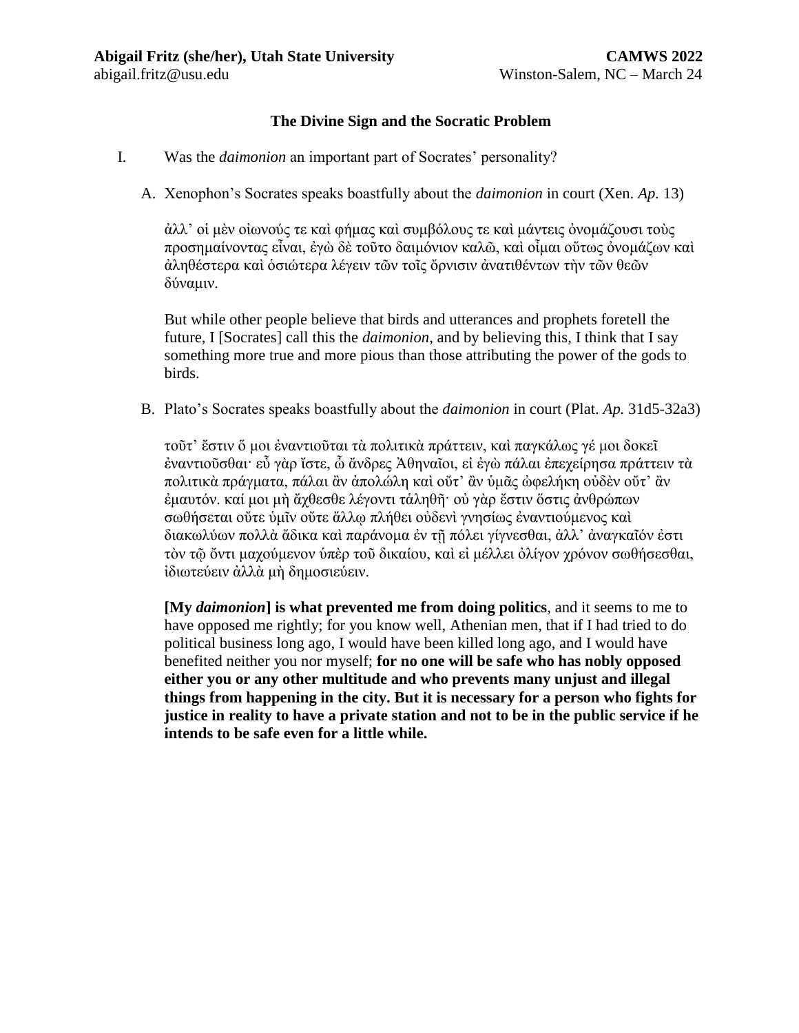**Abigail Fritz (she/her), Utah State University** **CAMWS 2022**
abigail.fritz@usu.edu Winston-Salem, NC – March 24

## The Divine Sign and the Socratic Problem

I. Was the *daimonion* an important part of Socrates' personality?

A. Xenophon's Socrates speaks boastfully about the *daimonion* in court (Xen. *Ap.* 13)

ἀλλ' οἱ μὲν οἰωνούς τε καὶ φήμας καὶ συμβόλους τε καὶ μάντεις ὀνομάζουσι τοὺς προσημαίνοντας εἶναι, ἐγὼ δὲ τοῦτο δαιμόνιον καλῶ, καὶ οἶμαι οὕτως ὀνομάζων καὶ ἀληθέστερα καὶ ὁσιώτερα λέγειν τῶν τοῖς ὄρνισιν ἀνατιθέντων τὴν τῶν θεῶν δύναμιν.

But while other people believe that birds and utterances and prophets foretell the future, I [Socrates] call this the *daimonion*, and by believing this, I think that I say something more true and more pious than those attributing the power of the gods to birds.

B. Plato's Socrates speaks boastfully about the *daimonion* in court (Plat. *Ap.* 31d5-32a3)

τοῦτ' ἔστιν ὅ μοι ἐναντιοῦται τὰ πολιτικὰ πράττειν, καὶ παγκάλως γέ μοι δοκεῖ ἐναντιοῦσθαι· εὖ γὰρ ἴστε, ὦ ἄνδρες Ἀθηναῖοι, εἰ ἐγὼ πάλαι ἐπεχείρησα πράττειν τὰ πολιτικὰ πράγματα, πάλαι ἂν ἀπολώλη καὶ οὔτ' ἂν ὑμᾶς ὠφελήκη οὐδὲν οὔτ' ἂν ἐμαυτόν. καί μοι μὴ ἄχθεσθε λέγοντι τἀληθῆ· οὐ γὰρ ἔστιν ὅστις ἀνθρώπων σωθήσεται οὔτε ὑμῖν οὔτε ἄλλῳ πλήθει οὐδενὶ γνησίως ἐναντιούμενος καὶ διακωλύων πολλὰ ἄδικα καὶ παράνομα ἐν τῇ πόλει γίγνεσθαι, ἀλλ' ἀναγκαῖόν ἐστι τὸν τῷ ὄντι μαχούμενον ὑπὲρ τοῦ δικαίου, καὶ εἰ μέλλει ὀλίγον χρόνον σωθήσεσθαι, ἰδιωτεύειν ἀλλὰ μὴ δημοσιεύειν.

**[My *daimonion*] is what prevented me from doing politics**, and it seems to me to have opposed me rightly; for you know well, Athenian men, that if I had tried to do political business long ago, I would have been killed long ago, and I would have benefited neither you nor myself; **for no one will be safe who has nobly opposed either you or any other multitude and who prevents many unjust and illegal things from happening in the city. But it is necessary for a person who fights for justice in reality to have a private station and not to be in the public service if he intends to be safe even for a little while.**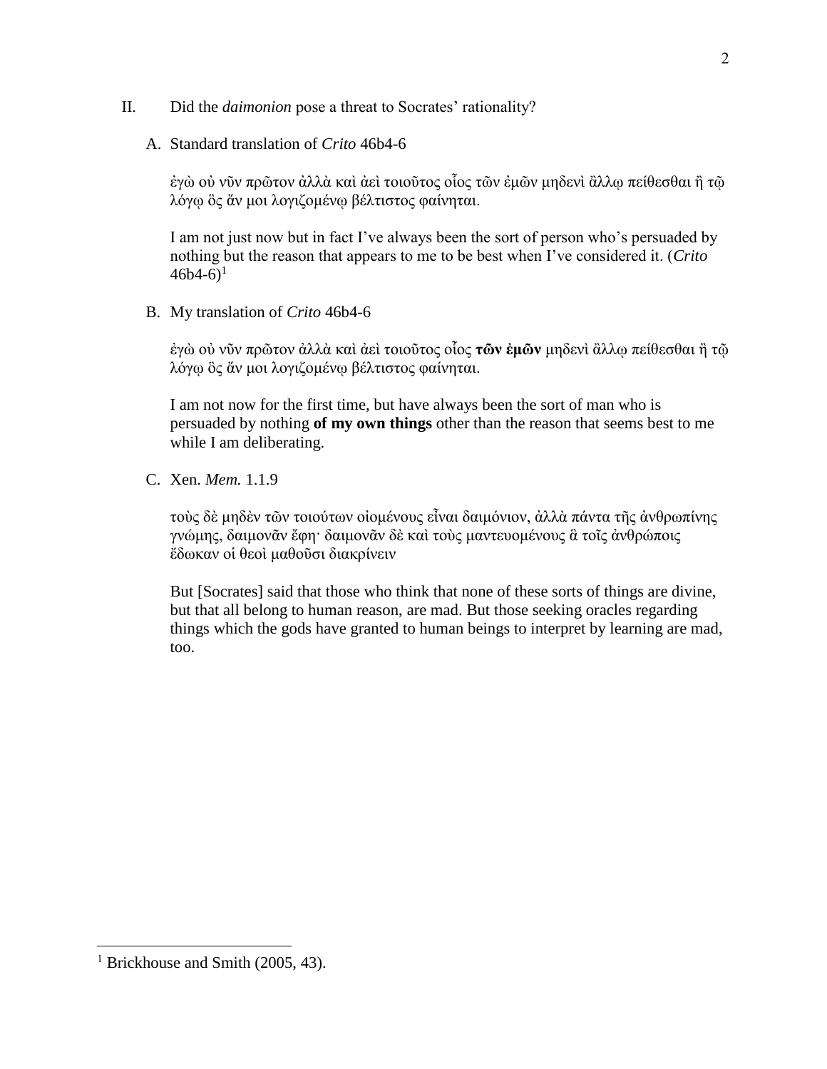II. Did the *daimonion* pose a threat to Socrates' rationality?

A. Standard translation of *Crito* 46b4-6

ἐγὼ οὐ νῦν πρῶτον ἀλλὰ καὶ ἀεὶ τοιοῦτος οἷος τῶν ἐμῶν μηδενὶ ἄλλῳ πείθεσθαι ἢ τῷ λόγῳ ὃς ἄν μοι λογιζομένῳ βέλτιστος φαίνηται.

I am not just now but in fact I've always been the sort of person who's persuaded by nothing but the reason that appears to me to be best when I've considered it. (*Crito* 46b4-6)[1]

B. My translation of *Crito* 46b4-6

ἐγὼ οὐ νῦν πρῶτον ἀλλὰ καὶ ἀεὶ τοιοῦτος οἷος **τῶν ἐμῶν** μηδενὶ ἄλλῳ πείθεσθαι ἢ τῷ λόγῳ ὃς ἄν μοι λογιζομένῳ βέλτιστος φαίνηται.

I am not now for the first time, but have always been the sort of man who is persuaded by nothing **of my own things** other than the reason that seems best to me while I am deliberating.

C. Xen. *Mem.* 1.1.9

τοὺς δὲ μηδὲν τῶν τοιούτων οἰομένους εἶναι δαιμόνιον, ἀλλὰ πάντα τῆς ἀνθρωπίνης γνώμης, δαιμονᾶν ἔφη· δαιμονᾶν δὲ καὶ τοὺς μαντευομένους ἃ τοῖς ἀνθρώποις ἔδωκαν οἱ θεοὶ μαθοῦσι διακρίνειν

But [Socrates] said that those who think that none of these sorts of things are divine, but that all belong to human reason, are mad. But those seeking oracles regarding things which the gods have granted to human beings to interpret by learning are mad, too.

---

[1] Brickhouse and Smith (2005, 43).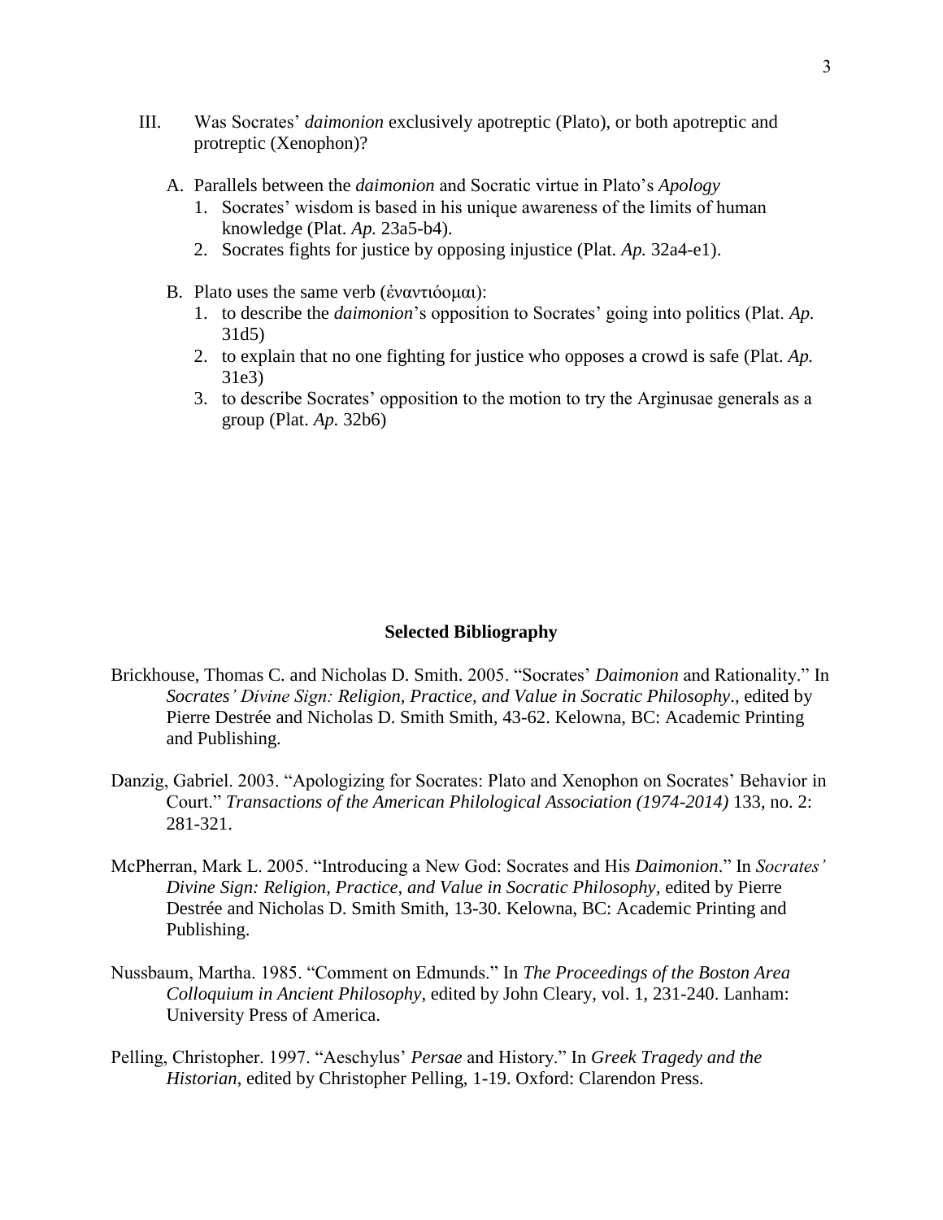III. Was Socrates' *daimonion* exclusively apotreptic (Plato), or both apotreptic and protreptic (Xenophon)?

A. Parallels between the *daimonion* and Socratic virtue in Plato's *Apology*
   1. Socrates' wisdom is based in his unique awareness of the limits of human knowledge (Plat. *Ap.* 23a5-b4).
   2. Socrates fights for justice by opposing injustice (Plat. *Ap.* 32a4-e1).

B. Plato uses the same verb (ἐναντιόομαι):
   1. to describe the *daimonion*'s opposition to Socrates' going into politics (Plat. *Ap.* 31d5)
   2. to explain that no one fighting for justice who opposes a crowd is safe (Plat. *Ap.* 31e3)
   3. to describe Socrates' opposition to the motion to try the Arginusae generals as a group (Plat. *Ap.* 32b6)

**Selected Bibliography**

Brickhouse, Thomas C. and Nicholas D. Smith. 2005. "Socrates' *Daimonion* and Rationality." In *Socrates' Divine Sign: Religion, Practice, and Value in Socratic Philosophy*., edited by Pierre Destrée and Nicholas D. Smith Smith, 43-62. Kelowna, BC: Academic Printing and Publishing.

Danzig, Gabriel. 2003. "Apologizing for Socrates: Plato and Xenophon on Socrates' Behavior in Court." *Transactions of the American Philological Association (1974-2014)* 133, no. 2: 281-321.

McPherran, Mark L. 2005. "Introducing a New God: Socrates and His *Daimonion*." In *Socrates' Divine Sign: Religion, Practice, and Value in Socratic Philosophy*, edited by Pierre Destrée and Nicholas D. Smith Smith, 13-30. Kelowna, BC: Academic Printing and Publishing.

Nussbaum, Martha. 1985. "Comment on Edmunds." In *The Proceedings of the Boston Area Colloquium in Ancient Philosophy*, edited by John Cleary, vol. 1, 231-240. Lanham: University Press of America.

Pelling, Christopher. 1997. "Aeschylus' *Persae* and History." In *Greek Tragedy and the Historian*, edited by Christopher Pelling, 1-19. Oxford: Clarendon Press.